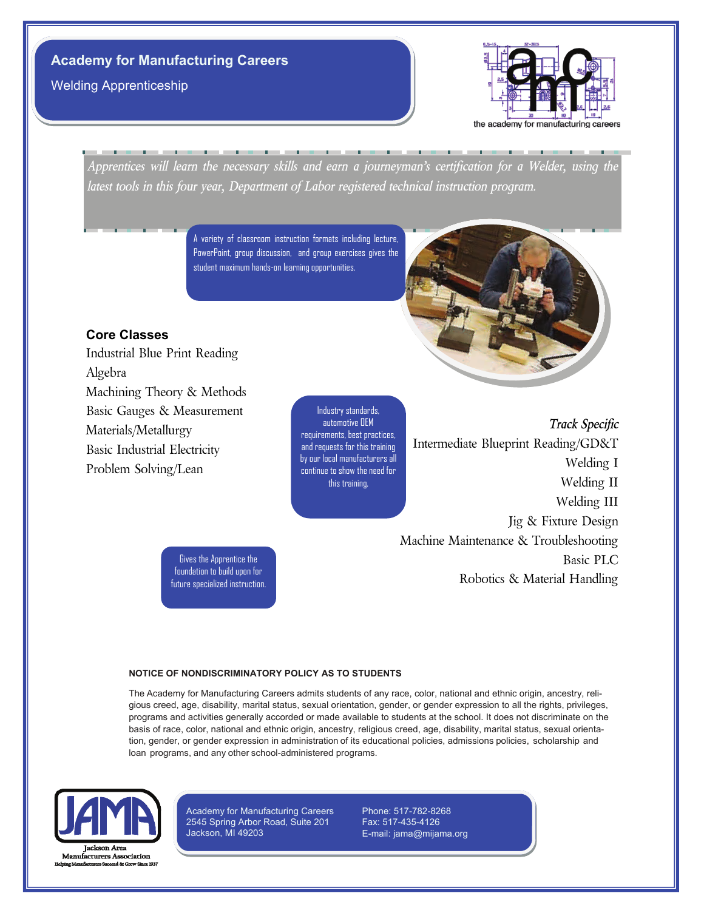# Academy for Manufacturing Careers

## Welding Apprenticeship

the academy for manufacturing careers

*Apprentices will learn the necessary skills and earn a journeyman's certification for a Welder, using the latest tools in this four year, Department of Labor registered technical instruction program.*

A variety of classroom instruction formats including lecture, PowerPoint, group discussion, and group exercises gives the student maximum hands-on learning opportunities.

### Core Classes

- Industrial Blue Print Reading
- Algebra
- Machining Theory & Methods
- Basic Gauges & Measurement
- Materials/Metallurgy
- Basic Industrial Electricity
- Problem Solving/Lean

Industry standards, automotive OEM requirements, best practices, and requests for this training by our local manufacturers all continue to show the need for this training.

### *Track Specific*

- Intermediate Blueprint Reading/GD&T
- Welding I
- Welding II
- Welding III
- Jig & Fixture Design
- Machine Maintenance & Troubleshooting
- Basic PLC
- Robotics & Material Handling

Gives the Apprentice the foundation to build upon for future specialized instruction.

**NOTICE OF NONDISCRIMINATORY POLICY AS TO STUDENTS**

The Academy for Manufacturing Careers admits students of any race, color, national and ethnic origin, ancestry, religious creed, age, disability, marital status, sexual orientation, gender, or gender expression to all the rights, privileges, programs and activities generally accorded or made available to students at the school. It does not discriminate on the basis of race, color, national and ethnic origin, ancestry, religious creed, age, disability, marital status, sexual orientation, gender, or gender expression in administration of its educational policies, admissions policies, scholarship and loan programs, and any other school-administered programs.

JAMA
Jackson Area Manufacturers Association
Helping Manufacturers Succeed & Grow Since 1937

Academy for Manufacturing Careers
2545 Spring Arbor Road, Suite 201
Jackson, MI 49203

Phone: 517-782-8268
Fax: 517-435-4126
E-mail: jama@mijama.org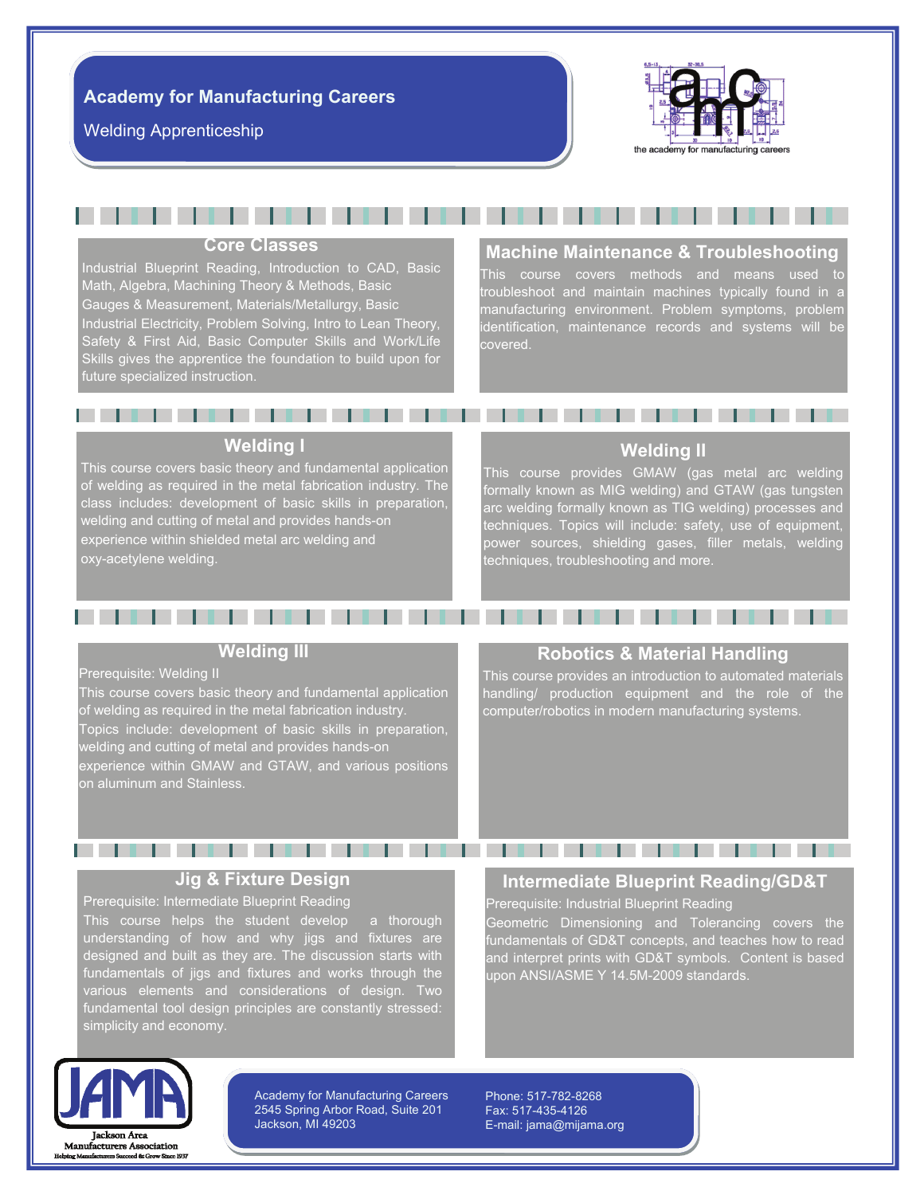# Academy for Manufacturing Careers

Welding Apprenticeship

the academy for manufacturing careers

## Core Classes

Industrial Blueprint Reading, Introduction to CAD, Basic Math, Algebra, Machining Theory & Methods, Basic Gauges & Measurement, Materials/Metallurgy, Basic Industrial Electricity, Problem Solving, Intro to Lean Theory, Safety & First Aid, Basic Computer Skills and Work/Life Skills gives the apprentice the foundation to build upon for future specialized instruction.

## Machine Maintenance & Troubleshooting

This course covers methods and means used to troubleshoot and maintain machines typically found in a manufacturing environment. Problem symptoms, problem identification, maintenance records and systems will be covered.

## Welding I

This course covers basic theory and fundamental application of welding as required in the metal fabrication industry. The class includes: development of basic skills in preparation, welding and cutting of metal and provides hands-on experience within shielded metal arc welding and oxy-acetylene welding.

## Welding II

This course provides GMAW (gas metal arc welding formally known as MIG welding) and GTAW (gas tungsten arc welding formally known as TIG welding) processes and techniques. Topics will include: safety, use of equipment, power sources, shielding gases, filler metals, welding techniques, troubleshooting and more.

## Welding III

Prerequisite: Welding II

This course covers basic theory and fundamental application of welding as required in the metal fabrication industry. Topics include: development of basic skills in preparation, welding and cutting of metal and provides hands-on experience within GMAW and GTAW, and various positions on aluminum and Stainless.

## Robotics & Material Handling

This course provides an introduction to automated materials handling/ production equipment and the role of the computer/robotics in modern manufacturing systems.

## Jig & Fixture Design

Prerequisite: Intermediate Blueprint Reading

This course helps the student develop a thorough understanding of how and why jigs and fixtures are designed and built as they are. The discussion starts with fundamentals of jigs and fixtures and works through the various elements and considerations of design. Two fundamental tool design principles are constantly stressed: simplicity and economy.

## Intermediate Blueprint Reading/GD&T

Prerequisite: Industrial Blueprint Reading

Geometric Dimensioning and Tolerancing covers the fundamentals of GD&T concepts, and teaches how to read and interpret prints with GD&T symbols. Content is based upon ANSI/ASME Y 14.5M-2009 standards.

JAMA
Jackson Area Manufacturers Association
Helping Manufacturers Succeed & Grow Since 1937

Academy for Manufacturing Careers
2545 Spring Arbor Road, Suite 201
Jackson, MI 49203

Phone: 517-782-8268
Fax: 517-435-4126
E-mail: jama@mijama.org